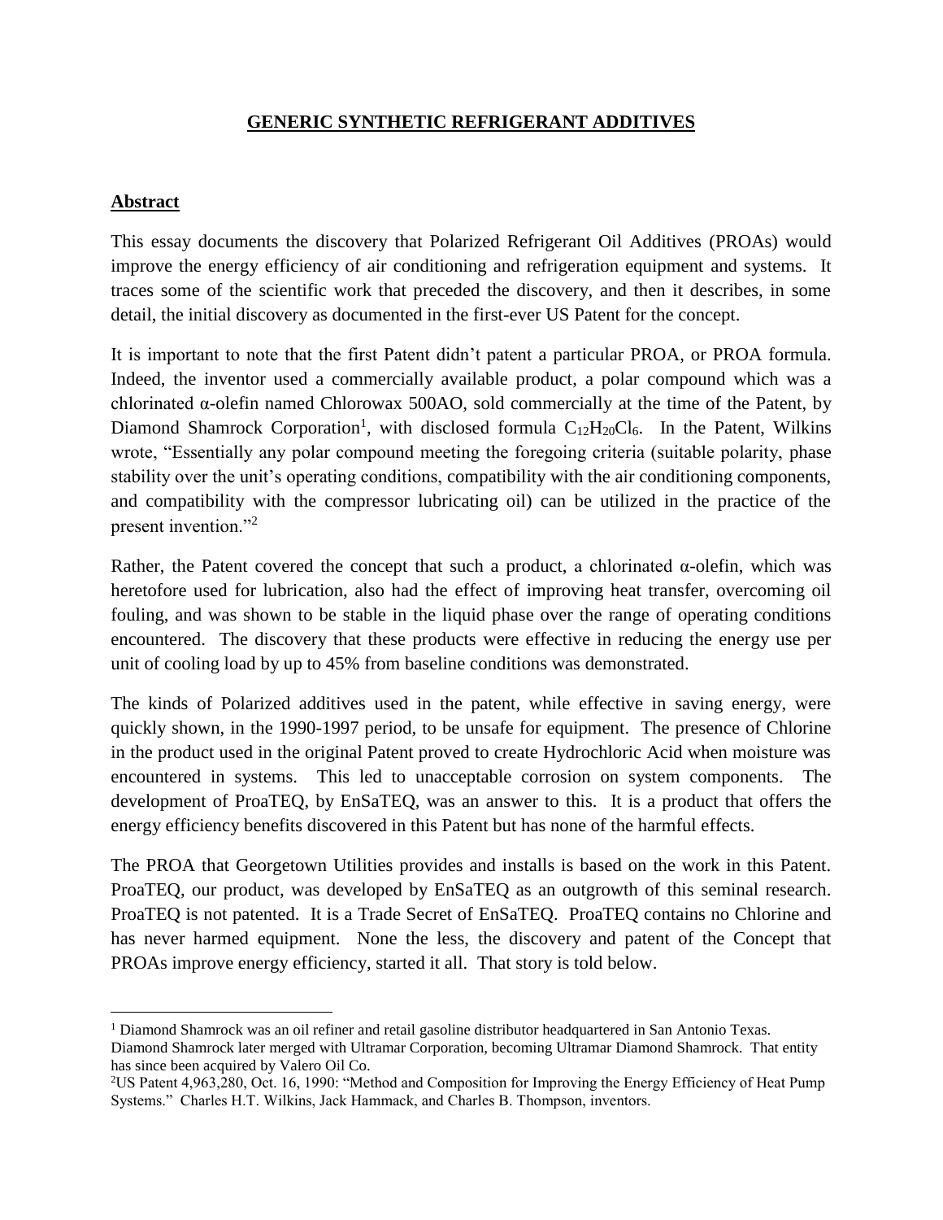# GENERIC SYNTHETIC REFRIGERANT ADDITIVES

## Abstract

This essay documents the discovery that Polarized Refrigerant Oil Additives (PROAs) would improve the energy efficiency of air conditioning and refrigeration equipment and systems. It traces some of the scientific work that preceded the discovery, and then it describes, in some detail, the initial discovery as documented in the first-ever US Patent for the concept.

It is important to note that the first Patent didn't patent a particular PROA, or PROA formula. Indeed, the inventor used a commercially available product, a polar compound which was a chlorinated α-olefin named Chlorowax 500AO, sold commercially at the time of the Patent, by Diamond Shamrock Corporation[1], with disclosed formula $C_{12}H_{20}Cl_6$. In the Patent, Wilkins wrote, "Essentially any polar compound meeting the foregoing criteria (suitable polarity, phase stability over the unit's operating conditions, compatibility with the air conditioning components, and compatibility with the compressor lubricating oil) can be utilized in the practice of the present invention."[2]

Rather, the Patent covered the concept that such a product, a chlorinated α-olefin, which was heretofore used for lubrication, also had the effect of improving heat transfer, overcoming oil fouling, and was shown to be stable in the liquid phase over the range of operating conditions encountered. The discovery that these products were effective in reducing the energy use per unit of cooling load by up to 45% from baseline conditions was demonstrated.

The kinds of Polarized additives used in the patent, while effective in saving energy, were quickly shown, in the 1990-1997 period, to be unsafe for equipment. The presence of Chlorine in the product used in the original Patent proved to create Hydrochloric Acid when moisture was encountered in systems. This led to unacceptable corrosion on system components. The development of ProaTEQ, by EnSaTEQ, was an answer to this. It is a product that offers the energy efficiency benefits discovered in this Patent but has none of the harmful effects.

The PROA that Georgetown Utilities provides and installs is based on the work in this Patent. ProaTEQ, our product, was developed by EnSaTEQ as an outgrowth of this seminal research. ProaTEQ is not patented. It is a Trade Secret of EnSaTEQ. ProaTEQ contains no Chlorine and has never harmed equipment. None the less, the discovery and patent of the Concept that PROAs improve energy efficiency, started it all. That story is told below.

---

[1] Diamond Shamrock was an oil refiner and retail gasoline distributor headquartered in San Antonio Texas. Diamond Shamrock later merged with Ultramar Corporation, becoming Ultramar Diamond Shamrock. That entity has since been acquired by Valero Oil Co.

[2] US Patent 4,963,280, Oct. 16, 1990: "Method and Composition for Improving the Energy Efficiency of Heat Pump Systems." Charles H.T. Wilkins, Jack Hammack, and Charles B. Thompson, inventors.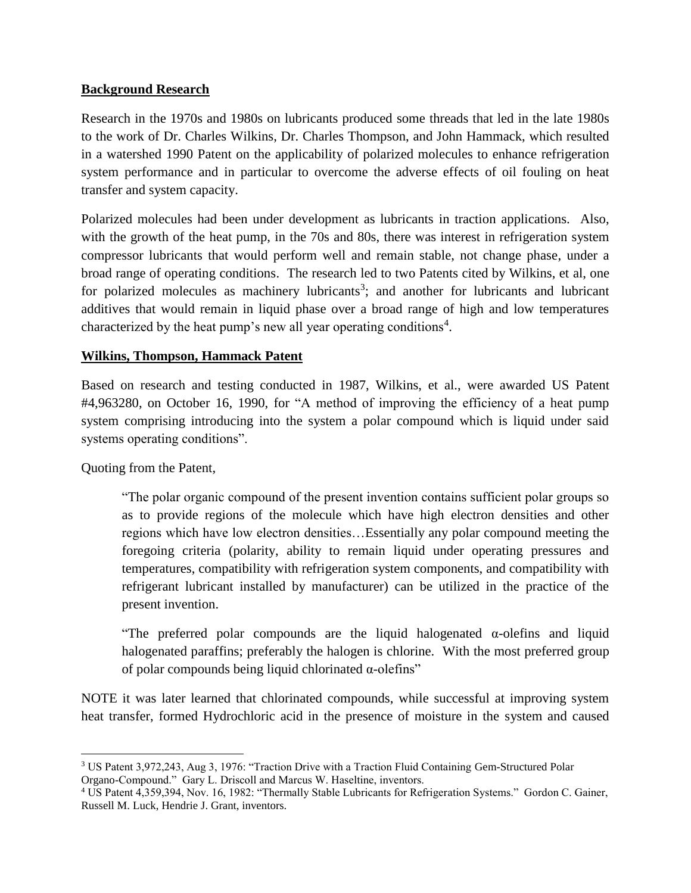**Background Research**

Research in the 1970s and 1980s on lubricants produced some threads that led in the late 1980s to the work of Dr. Charles Wilkins, Dr. Charles Thompson, and John Hammack, which resulted in a watershed 1990 Patent on the applicability of polarized molecules to enhance refrigeration system performance and in particular to overcome the adverse effects of oil fouling on heat transfer and system capacity.

Polarized molecules had been under development as lubricants in traction applications. Also, with the growth of the heat pump, in the 70s and 80s, there was interest in refrigeration system compressor lubricants that would perform well and remain stable, not change phase, under a broad range of operating conditions. The research led to two Patents cited by Wilkins, et al, one for polarized molecules as machinery lubricants[3]; and another for lubricants and lubricant additives that would remain in liquid phase over a broad range of high and low temperatures characterized by the heat pump's new all year operating conditions[4].

**Wilkins, Thompson, Hammack Patent**

Based on research and testing conducted in 1987, Wilkins, et al., were awarded US Patent #4,963280, on October 16, 1990, for "A method of improving the efficiency of a heat pump system comprising introducing into the system a polar compound which is liquid under said systems operating conditions".

Quoting from the Patent,

> "The polar organic compound of the present invention contains sufficient polar groups so as to provide regions of the molecule which have high electron densities and other regions which have low electron densities…Essentially any polar compound meeting the foregoing criteria (polarity, ability to remain liquid under operating pressures and temperatures, compatibility with refrigeration system components, and compatibility with refrigerant lubricant installed by manufacturer) can be utilized in the practice of the present invention.
>
> "The preferred polar compounds are the liquid halogenated α-olefins and liquid halogenated paraffins; preferably the halogen is chlorine. With the most preferred group of polar compounds being liquid chlorinated α-olefins"

NOTE it was later learned that chlorinated compounds, while successful at improving system heat transfer, formed Hydrochloric acid in the presence of moisture in the system and caused

---

[3] US Patent 3,972,243, Aug 3, 1976: "Traction Drive with a Traction Fluid Containing Gem-Structured Polar Organo-Compound." Gary L. Driscoll and Marcus W. Haseltine, inventors.

[4] US Patent 4,359,394, Nov. 16, 1982: "Thermally Stable Lubricants for Refrigeration Systems." Gordon C. Gainer, Russell M. Luck, Hendrie J. Grant, inventors.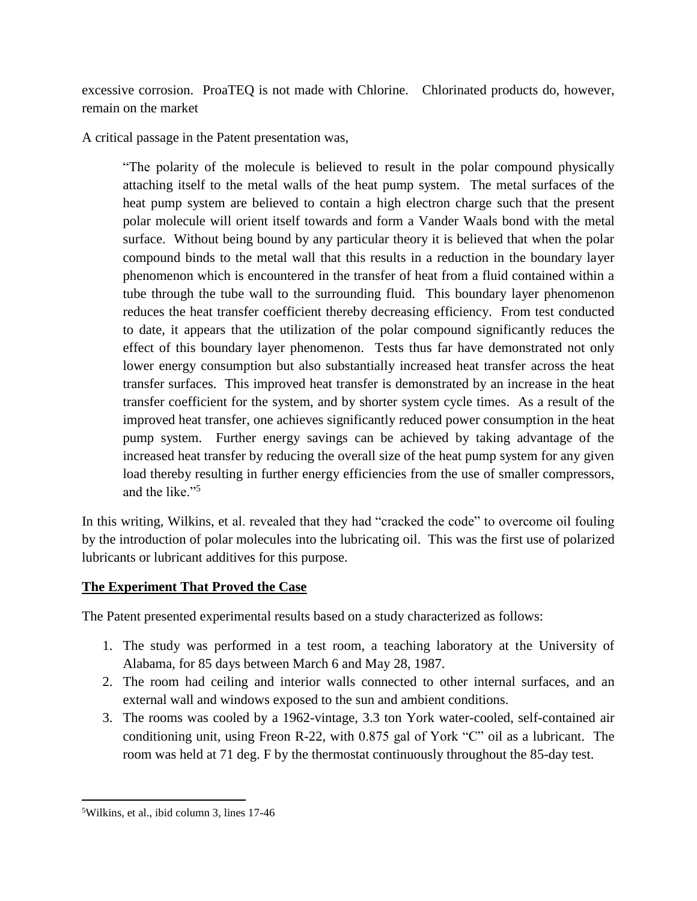excessive corrosion. ProaTEQ is not made with Chlorine. Chlorinated products do, however, remain on the market

A critical passage in the Patent presentation was,

> "The polarity of the molecule is believed to result in the polar compound physically attaching itself to the metal walls of the heat pump system. The metal surfaces of the heat pump system are believed to contain a high electron charge such that the present polar molecule will orient itself towards and form a Vander Waals bond with the metal surface. Without being bound by any particular theory it is believed that when the polar compound binds to the metal wall that this results in a reduction in the boundary layer phenomenon which is encountered in the transfer of heat from a fluid contained within a tube through the tube wall to the surrounding fluid. This boundary layer phenomenon reduces the heat transfer coefficient thereby decreasing efficiency. From test conducted to date, it appears that the utilization of the polar compound significantly reduces the effect of this boundary layer phenomenon. Tests thus far have demonstrated not only lower energy consumption but also substantially increased heat transfer across the heat transfer surfaces. This improved heat transfer is demonstrated by an increase in the heat transfer coefficient for the system, and by shorter system cycle times. As a result of the improved heat transfer, one achieves significantly reduced power consumption in the heat pump system. Further energy savings can be achieved by taking advantage of the increased heat transfer by reducing the overall size of the heat pump system for any given load thereby resulting in further energy efficiencies from the use of smaller compressors, and the like."[5]

In this writing, Wilkins, et al. revealed that they had "cracked the code" to overcome oil fouling by the introduction of polar molecules into the lubricating oil. This was the first use of polarized lubricants or lubricant additives for this purpose.

## The Experiment That Proved the Case

The Patent presented experimental results based on a study characterized as follows:

1. The study was performed in a test room, a teaching laboratory at the University of Alabama, for 85 days between March 6 and May 28, 1987.
2. The room had ceiling and interior walls connected to other internal surfaces, and an external wall and windows exposed to the sun and ambient conditions.
3. The rooms was cooled by a 1962-vintage, 3.3 ton York water-cooled, self-contained air conditioning unit, using Freon R-22, with 0.875 gal of York "C" oil as a lubricant. The room was held at 71 deg. F by the thermostat continuously throughout the 85-day test.

[5] Wilkins, et al., ibid column 3, lines 17-46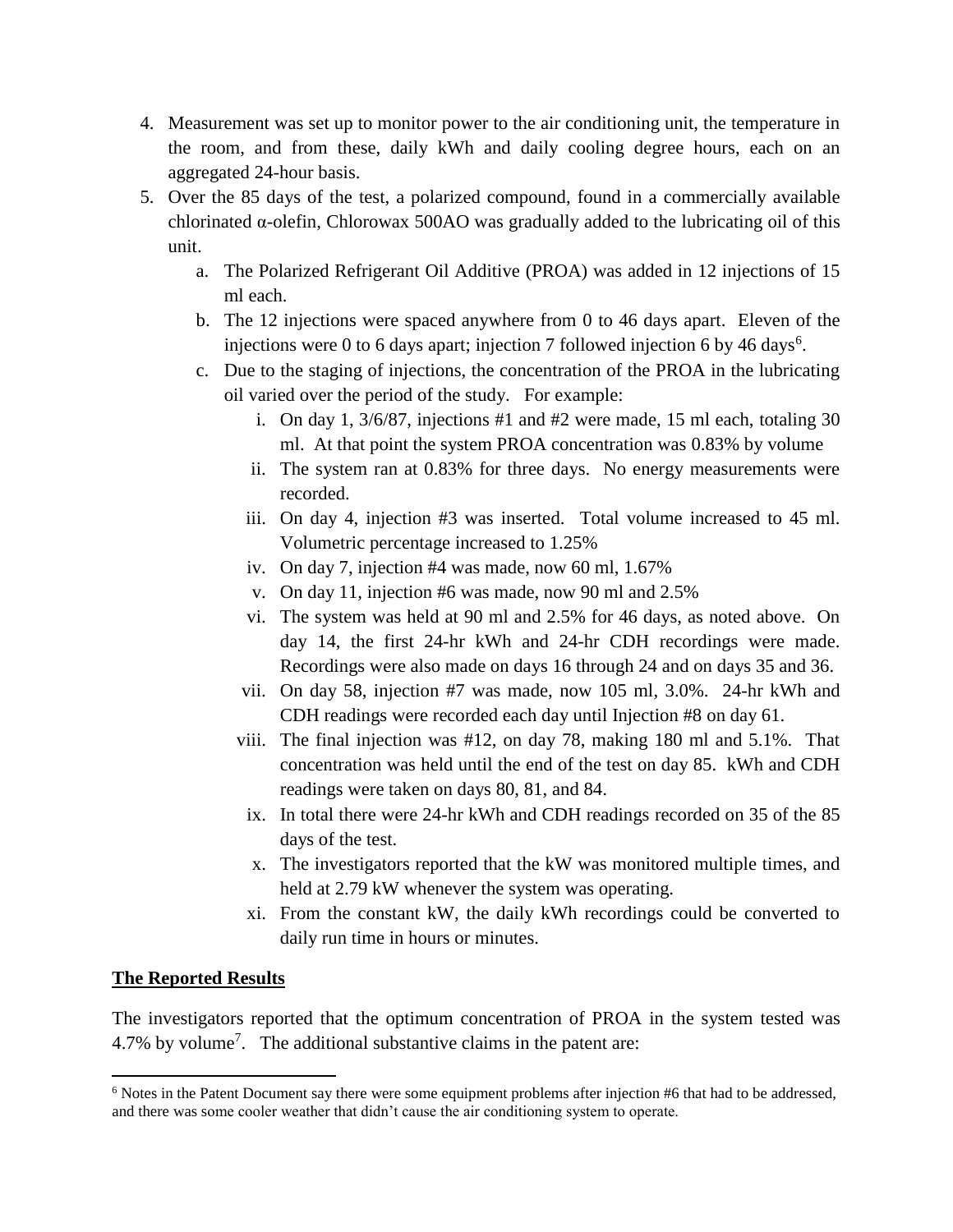4. Measurement was set up to monitor power to the air conditioning unit, the temperature in the room, and from these, daily kWh and daily cooling degree hours, each on an aggregated 24-hour basis.
5. Over the 85 days of the test, a polarized compound, found in a commercially available chlorinated α-olefin, Chlorowax 500AO was gradually added to the lubricating oil of this unit.
    a. The Polarized Refrigerant Oil Additive (PROA) was added in 12 injections of 15 ml each.
    b. The 12 injections were spaced anywhere from 0 to 46 days apart. Eleven of the injections were 0 to 6 days apart; injection 7 followed injection 6 by 46 days[6].
    c. Due to the staging of injections, the concentration of the PROA in the lubricating oil varied over the period of the study. For example:
        i. On day 1, 3/6/87, injections #1 and #2 were made, 15 ml each, totaling 30 ml. At that point the system PROA concentration was 0.83% by volume
        ii. The system ran at 0.83% for three days. No energy measurements were recorded.
        iii. On day 4, injection #3 was inserted. Total volume increased to 45 ml. Volumetric percentage increased to 1.25%
        iv. On day 7, injection #4 was made, now 60 ml, 1.67%
        v. On day 11, injection #6 was made, now 90 ml and 2.5%
        vi. The system was held at 90 ml and 2.5% for 46 days, as noted above. On day 14, the first 24-hr kWh and 24-hr CDH recordings were made. Recordings were also made on days 16 through 24 and on days 35 and 36.
        vii. On day 58, injection #7 was made, now 105 ml, 3.0%. 24-hr kWh and CDH readings were recorded each day until Injection #8 on day 61.
        viii. The final injection was #12, on day 78, making 180 ml and 5.1%. That concentration was held until the end of the test on day 85. kWh and CDH readings were taken on days 80, 81, and 84.
        ix. In total there were 24-hr kWh and CDH readings recorded on 35 of the 85 days of the test.
        x. The investigators reported that the kW was monitored multiple times, and held at 2.79 kW whenever the system was operating.
        xi. From the constant kW, the daily kWh recordings could be converted to daily run time in hours or minutes.

**<u>The Reported Results</u>**

The investigators reported that the optimum concentration of PROA in the system tested was 4.7% by volume[7]. The additional substantive claims in the patent are:

---

[6] Notes in the Patent Document say there were some equipment problems after injection #6 that had to be addressed, and there was some cooler weather that didn't cause the air conditioning system to operate.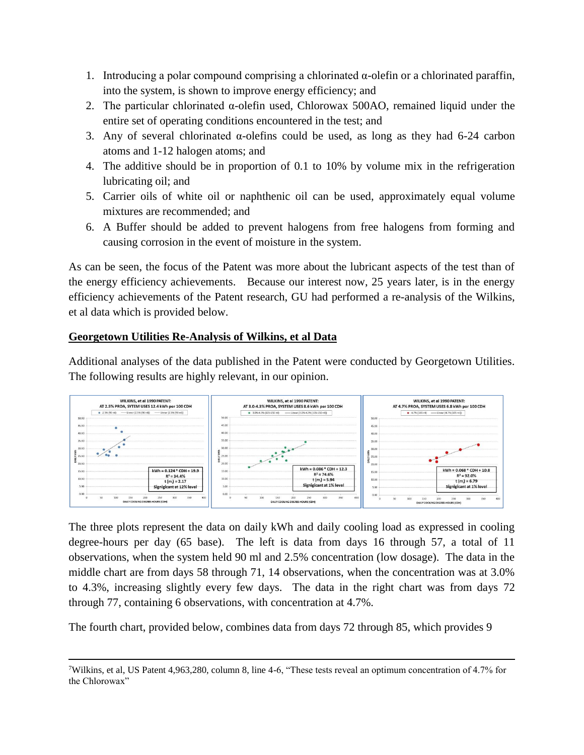1. Introducing a polar compound comprising a chlorinated α-olefin or a chlorinated paraffin, into the system, is shown to improve energy efficiency; and
2. The particular chlorinated α-olefin used, Chlorowax 500AO, remained liquid under the entire set of operating conditions encountered in the test; and
3. Any of several chlorinated α-olefins could be used, as long as they had 6-24 carbon atoms and 1-12 halogen atoms; and
4. The additive should be in proportion of 0.1 to 10% by volume mix in the refrigeration lubricating oil; and
5. Carrier oils of white oil or naphthenic oil can be used, approximately equal volume mixtures are recommended; and
6. A Buffer should be added to prevent halogens from free halogens from forming and causing corrosion in the event of moisture in the system.

As can be seen, the focus of the Patent was more about the lubricant aspects of the test than of the energy efficiency achievements. Because our interest now, 25 years later, is in the energy efficiency achievements of the Patent research, GU had performed a re-analysis of the Wilkins, et al data which is provided below.

## Georgetown Utilities Re-Analysis of Wilkins, et al Data

Additional analyses of the data published in the Patent were conducted by Georgetown Utilities. The following results are highly relevant, in our opinion.

The three plots represent the data on daily kWh and daily cooling load as expressed in cooling degree-hours per day (65 base). The left is data from days 16 through 57, a total of 11 observations, when the system held 90 ml and 2.5% concentration (low dosage). The data in the middle chart are from days 58 through 71, 14 observations, when the concentration was at 3.0% to 4.3%, increasing slightly every few days. The data in the right chart was from days 72 through 77, containing 6 observations, with concentration at 4.7%.

The fourth chart, provided below, combines data from days 72 through 85, which provides 9

---

[7]Wilkins, et al, US Patent 4,963,280, column 8, line 4-6, "These tests reveal an optimum concentration of 4.7% for the Chlorowax"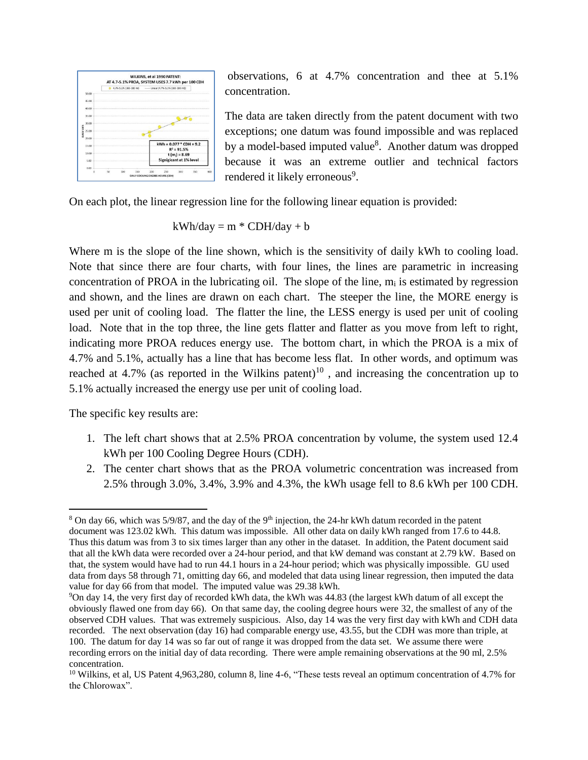observations, 6 at 4.7% concentration and thee at 5.1% concentration.

The data are taken directly from the patent document with two exceptions; one datum was found impossible and was replaced by a model-based imputed value[8]. Another datum was dropped because it was an extreme outlier and technical factors rendered it likely erroneous[9].

On each plot, the linear regression line for the following linear equation is provided:

$$kWh/day = m * CDH/day + b$$

Where m is the slope of the line shown, which is the sensitivity of daily kWh to cooling load. Note that since there are four charts, with four lines, the lines are parametric in increasing concentration of PROA in the lubricating oil. The slope of the line, $m_i$ is estimated by regression and shown, and the lines are drawn on each chart. The steeper the line, the MORE energy is used per unit of cooling load. The flatter the line, the LESS energy is used per unit of cooling load. Note that in the top three, the line gets flatter and flatter as you move from left to right, indicating more PROA reduces energy use. The bottom chart, in which the PROA is a mix of 4.7% and 5.1%, actually has a line that has become less flat. In other words, and optimum was reached at 4.7% (as reported in the Wilkins patent)[10] , and increasing the concentration up to 5.1% actually increased the energy use per unit of cooling load.

The specific key results are:

1. The left chart shows that at 2.5% PROA concentration by volume, the system used 12.4 kWh per 100 Cooling Degree Hours (CDH).
2. The center chart shows that as the PROA volumetric concentration was increased from 2.5% through 3.0%, 3.4%, 3.9% and 4.3%, the kWh usage fell to 8.6 kWh per 100 CDH.

---

[8] On day 66, which was 5/9/87, and the day of the 9th injection, the 24-hr kWh datum recorded in the patent document was 123.02 kWh. This datum was impossible. All other data on daily kWh ranged from 17.6 to 44.8. Thus this datum was from 3 to six times larger than any other in the dataset. In addition, the Patent document said that all the kWh data were recorded over a 24-hour period, and that kW demand was constant at 2.79 kW. Based on that, the system would have had to run 44.1 hours in a 24-hour period; which was physically impossible. GU used data from days 58 through 71, omitting day 66, and modeled that data using linear regression, then imputed the data value for day 66 from that model. The imputed value was 29.38 kWh.

[9] On day 14, the very first day of recorded kWh data, the kWh was 44.83 (the largest kWh datum of all except the obviously flawed one from day 66). On that same day, the cooling degree hours were 32, the smallest of any of the observed CDH values. That was extremely suspicious. Also, day 14 was the very first day with kWh and CDH data recorded. The next observation (day 16) had comparable energy use, 43.55, but the CDH was more than triple, at 100. The datum for day 14 was so far out of range it was dropped from the data set. We assume there were recording errors on the initial day of data recording. There were ample remaining observations at the 90 ml, 2.5% concentration.

[10] Wilkins, et al, US Patent 4,963,280, column 8, line 4-6, "These tests reveal an optimum concentration of 4.7% for the Chlorowax".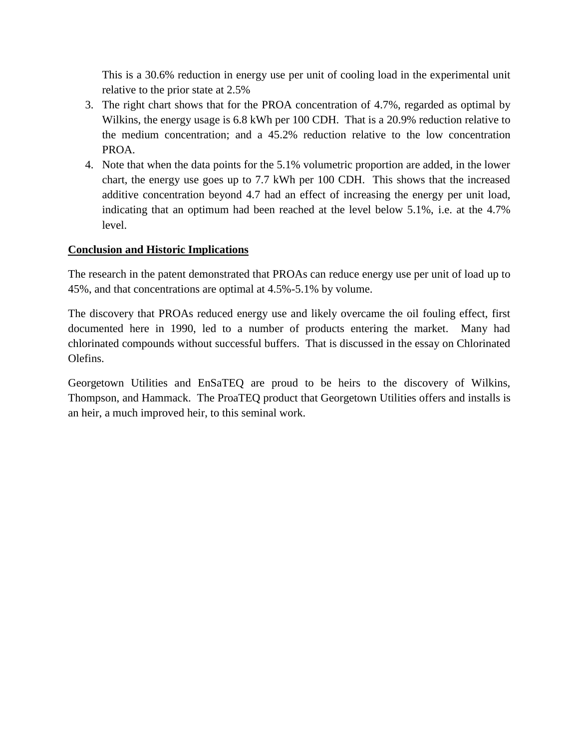This is a 30.6% reduction in energy use per unit of cooling load in the experimental unit relative to the prior state at 2.5%

3. The right chart shows that for the PROA concentration of 4.7%, regarded as optimal by Wilkins, the energy usage is 6.8 kWh per 100 CDH. That is a 20.9% reduction relative to the medium concentration; and a 45.2% reduction relative to the low concentration PROA.
4. Note that when the data points for the 5.1% volumetric proportion are added, in the lower chart, the energy use goes up to 7.7 kWh per 100 CDH. This shows that the increased additive concentration beyond 4.7 had an effect of increasing the energy per unit load, indicating that an optimum had been reached at the level below 5.1%, i.e. at the 4.7% level.

**Conclusion and Historic Implications**

The research in the patent demonstrated that PROAs can reduce energy use per unit of load up to 45%, and that concentrations are optimal at 4.5%-5.1% by volume.

The discovery that PROAs reduced energy use and likely overcame the oil fouling effect, first documented here in 1990, led to a number of products entering the market. Many had chlorinated compounds without successful buffers. That is discussed in the essay on Chlorinated Olefins.

Georgetown Utilities and EnSaTEQ are proud to be heirs to the discovery of Wilkins, Thompson, and Hammack. The ProaTEQ product that Georgetown Utilities offers and installs is an heir, a much improved heir, to this seminal work.